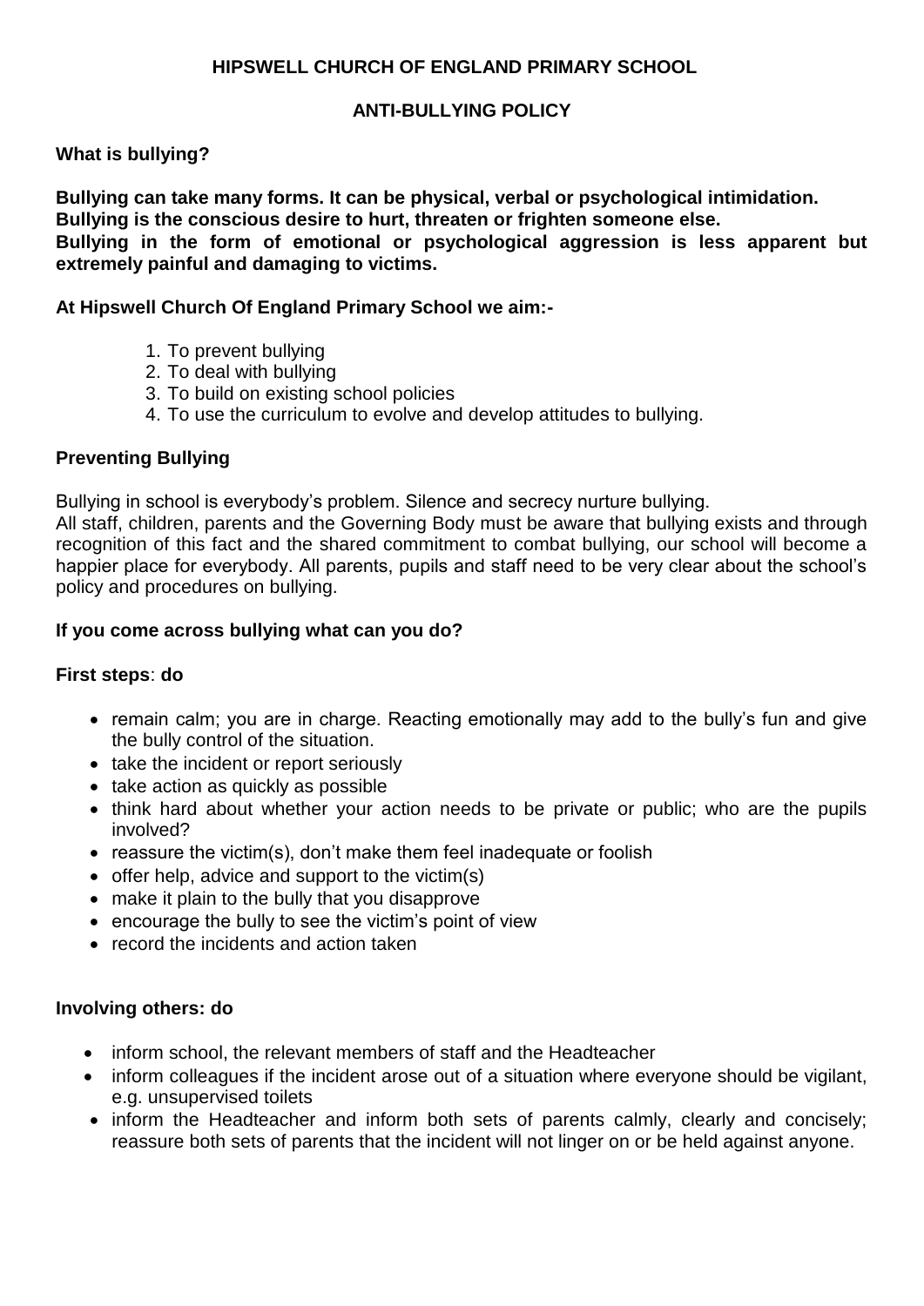# HIPSWELL CHURCH OF ENGLAND PRIMARY SCHOOL

## ANTI-BULLYING POLICY

### What is bullying?

**Bullying can take many forms. It can be physical, verbal or psychological intimidation.**
**Bullying is the conscious desire to hurt, threaten or frighten someone else.**
**Bullying in the form of emotional or psychological aggression is less apparent but extremely painful and damaging to victims.**

**At Hipswell Church Of England Primary School we aim:-**

1. To prevent bullying
2. To deal with bullying
3. To build on existing school policies
4. To use the curriculum to evolve and develop attitudes to bullying.

### Preventing Bullying

Bullying in school is everybody's problem. Silence and secrecy nurture bullying.
All staff, children, parents and the Governing Body must be aware that bullying exists and through recognition of this fact and the shared commitment to combat bullying, our school will become a happier place for everybody. All parents, pupils and staff need to be very clear about the school's policy and procedures on bullying.

### If you come across bullying what can you do?

**First steps**: **do**

- remain calm; you are in charge. Reacting emotionally may add to the bully's fun and give the bully control of the situation.
- take the incident or report seriously
- take action as quickly as possible
- think hard about whether your action needs to be private or public; who are the pupils involved?
- reassure the victim(s), don't make them feel inadequate or foolish
- offer help, advice and support to the victim(s)
- make it plain to the bully that you disapprove
- encourage the bully to see the victim's point of view
- record the incidents and action taken

**Involving others: do**

- inform school, the relevant members of staff and the Headteacher
- inform colleagues if the incident arose out of a situation where everyone should be vigilant, e.g. unsupervised toilets
- inform the Headteacher and inform both sets of parents calmly, clearly and concisely; reassure both sets of parents that the incident will not linger on or be held against anyone.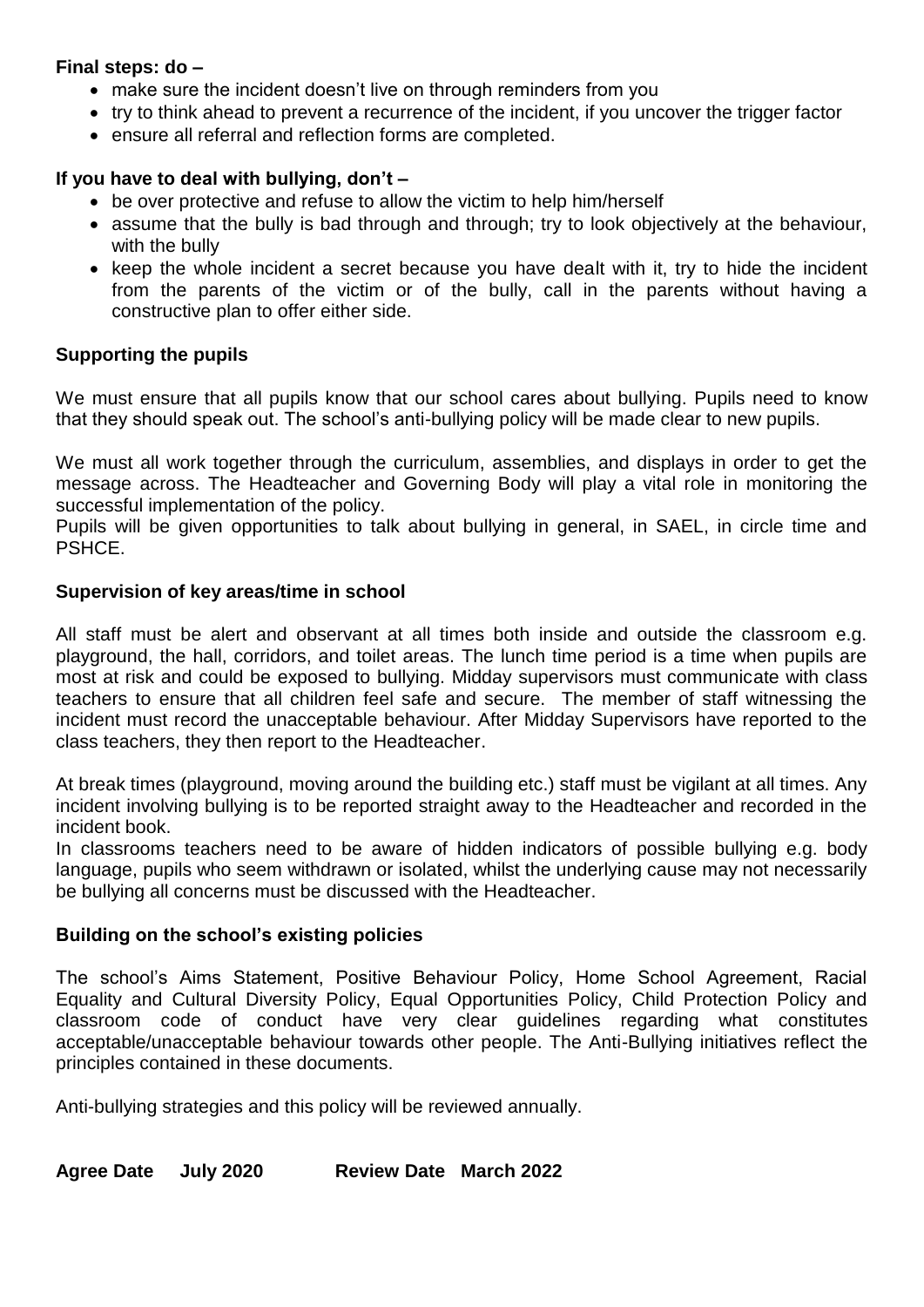**Final steps: do –**

- make sure the incident doesn't live on through reminders from you
- try to think ahead to prevent a recurrence of the incident, if you uncover the trigger factor
- ensure all referral and reflection forms are completed.

**If you have to deal with bullying, don't –**

- be over protective and refuse to allow the victim to help him/herself
- assume that the bully is bad through and through; try to look objectively at the behaviour, with the bully
- keep the whole incident a secret because you have dealt with it, try to hide the incident from the parents of the victim or of the bully, call in the parents without having a constructive plan to offer either side.

**Supporting the pupils**

We must ensure that all pupils know that our school cares about bullying. Pupils need to know that they should speak out. The school's anti-bullying policy will be made clear to new pupils.

We must all work together through the curriculum, assemblies, and displays in order to get the message across. The Headteacher and Governing Body will play a vital role in monitoring the successful implementation of the policy.
Pupils will be given opportunities to talk about bullying in general, in SAEL, in circle time and PSHCE.

**Supervision of key areas/time in school**

All staff must be alert and observant at all times both inside and outside the classroom e.g. playground, the hall, corridors, and toilet areas. The lunch time period is a time when pupils are most at risk and could be exposed to bullying. Midday supervisors must communicate with class teachers to ensure that all children feel safe and secure. The member of staff witnessing the incident must record the unacceptable behaviour. After Midday Supervisors have reported to the class teachers, they then report to the Headteacher.

At break times (playground, moving around the building etc.) staff must be vigilant at all times. Any incident involving bullying is to be reported straight away to the Headteacher and recorded in the incident book.
In classrooms teachers need to be aware of hidden indicators of possible bullying e.g. body language, pupils who seem withdrawn or isolated, whilst the underlying cause may not necessarily be bullying all concerns must be discussed with the Headteacher.

**Building on the school's existing policies**

The school's Aims Statement, Positive Behaviour Policy, Home School Agreement, Racial Equality and Cultural Diversity Policy, Equal Opportunities Policy, Child Protection Policy and classroom code of conduct have very clear guidelines regarding what constitutes acceptable/unacceptable behaviour towards other people. The Anti-Bullying initiatives reflect the principles contained in these documents.

Anti-bullying strategies and this policy will be reviewed annually.

**Agree Date July 2020 Review Date March 2022**